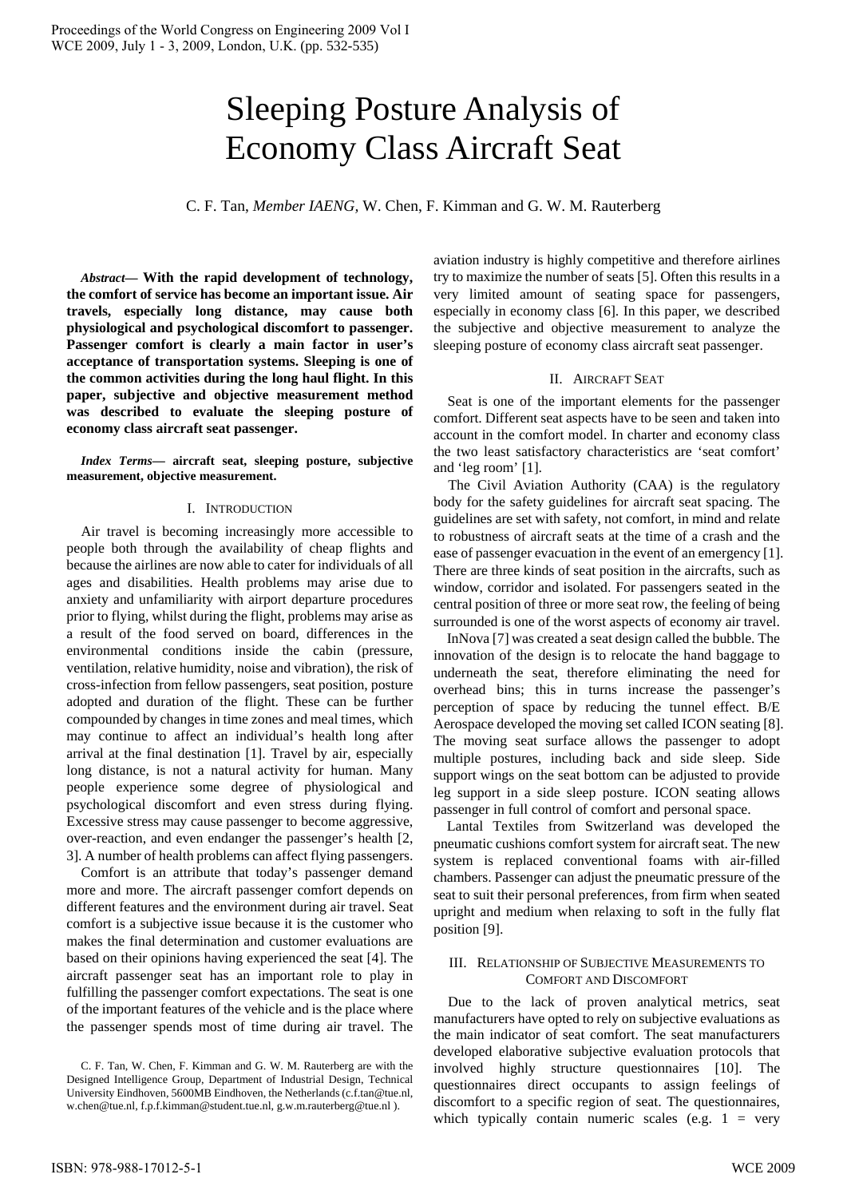# Sleeping Posture Analysis of Economy Class Aircraft Seat

C. F. Tan, *Member IAENG*, W. Chen, F. Kimman and G. W. M. Rauterberg

***Abstract*— With the rapid development of technology, the comfort of service has become an important issue. Air travels, especially long distance, may cause both physiological and psychological discomfort to passenger. Passenger comfort is clearly a main factor in user's acceptance of transportation systems. Sleeping is one of the common activities during the long haul flight. In this paper, subjective and objective measurement method was described to evaluate the sleeping posture of economy class aircraft seat passenger.**

***Index Terms*— aircraft seat, sleeping posture, subjective measurement, objective measurement.**

## I. Introduction

Air travel is becoming increasingly more accessible to people both through the availability of cheap flights and because the airlines are now able to cater for individuals of all ages and disabilities. Health problems may arise due to anxiety and unfamiliarity with airport departure procedures prior to flying, whilst during the flight, problems may arise as a result of the food served on board, differences in the environmental conditions inside the cabin (pressure, ventilation, relative humidity, noise and vibration), the risk of cross-infection from fellow passengers, seat position, posture adopted and duration of the flight. These can be further compounded by changes in time zones and meal times, which may continue to affect an individual's health long after arrival at the final destination [1]. Travel by air, especially long distance, is not a natural activity for human. Many people experience some degree of physiological and psychological discomfort and even stress during flying. Excessive stress may cause passenger to become aggressive, over-reaction, and even endanger the passenger's health [2, 3]. A number of health problems can affect flying passengers.

Comfort is an attribute that today's passenger demand more and more. The aircraft passenger comfort depends on different features and the environment during air travel. Seat comfort is a subjective issue because it is the customer who makes the final determination and customer evaluations are based on their opinions having experienced the seat [4]. The aircraft passenger seat has an important role to play in fulfilling the passenger comfort expectations. The seat is one of the important features of the vehicle and is the place where the passenger spends most of time during air travel. The aviation industry is highly competitive and therefore airlines try to maximize the number of seats [5]. Often this results in a very limited amount of seating space for passengers, especially in economy class [6]. In this paper, we described the subjective and objective measurement to analyze the sleeping posture of economy class aircraft seat passenger.

C. F. Tan, W. Chen, F. Kimman and G. W. M. Rauterberg are with the Designed Intelligence Group, Department of Industrial Design, Technical University Eindhoven, 5600MB Eindhoven, the Netherlands (c.f.tan@tue.nl, w.chen@tue.nl, f.p.f.kimman@student.tue.nl, g.w.m.rauterberg@tue.nl ).

## II. Aircraft Seat

Seat is one of the important elements for the passenger comfort. Different seat aspects have to be seen and taken into account in the comfort model. In charter and economy class the two least satisfactory characteristics are 'seat comfort' and 'leg room' [1].

The Civil Aviation Authority (CAA) is the regulatory body for the safety guidelines for aircraft seat spacing. The guidelines are set with safety, not comfort, in mind and relate to robustness of aircraft seats at the time of a crash and the ease of passenger evacuation in the event of an emergency [1]. There are three kinds of seat position in the aircrafts, such as window, corridor and isolated. For passengers seated in the central position of three or more seat row, the feeling of being surrounded is one of the worst aspects of economy air travel.

InNova [7] was created a seat design called the bubble. The innovation of the design is to relocate the hand baggage to underneath the seat, therefore eliminating the need for overhead bins; this in turns increase the passenger's perception of space by reducing the tunnel effect. B/E Aerospace developed the moving set called ICON seating [8]. The moving seat surface allows the passenger to adopt multiple postures, including back and side sleep. Side support wings on the seat bottom can be adjusted to provide leg support in a side sleep posture. ICON seating allows passenger in full control of comfort and personal space.

Lantal Textiles from Switzerland was developed the pneumatic cushions comfort system for aircraft seat. The new system is replaced conventional foams with air-filled chambers. Passenger can adjust the pneumatic pressure of the seat to suit their personal preferences, from firm when seated upright and medium when relaxing to soft in the fully flat position [9].

## III. Relationship of Subjective Measurements to Comfort and Discomfort

Due to the lack of proven analytical metrics, seat manufacturers have opted to rely on subjective evaluations as the main indicator of seat comfort. The seat manufacturers developed elaborative subjective evaluation protocols that involved highly structure questionnaires [10]. The questionnaires direct occupants to assign feelings of discomfort to a specific region of seat. The questionnaires, which typically contain numeric scales (e.g. 1 = very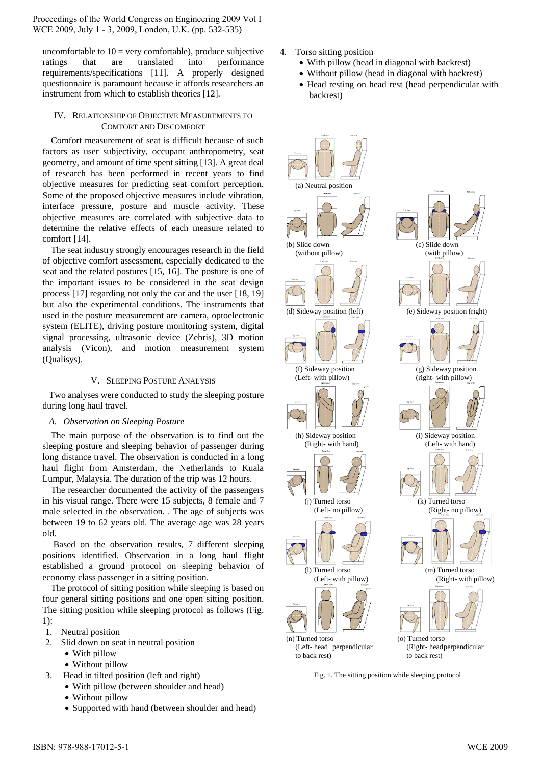uncomfortable to 10 = very comfortable), produce subjective ratings that are translated into performance requirements/specifications [11]. A properly designed questionnaire is paramount because it affords researchers an instrument from which to establish theories [12].

## IV. Relationship of Objective Measurements to Comfort and Discomfort

Comfort measurement of seat is difficult because of such factors as user subjectivity, occupant anthropometry, seat geometry, and amount of time spent sitting [13]. A great deal of research has been performed in recent years to find objective measures for predicting seat comfort perception. Some of the proposed objective measures include vibration, interface pressure, posture and muscle activity. These objective measures are correlated with subjective data to determine the relative effects of each measure related to comfort [14].

The seat industry strongly encourages research in the field of objective comfort assessment, especially dedicated to the seat and the related postures [15, 16]. The posture is one of the important issues to be considered in the seat design process [17] regarding not only the car and the user [18, 19] but also the experimental conditions. The instruments that used in the posture measurement are camera, optoelectronic system (ELITE), driving posture monitoring system, digital signal processing, ultrasonic device (Zebris), 3D motion analysis (Vicon), and motion measurement system (Qualisys).

## V. Sleeping Posture Analysis

Two analyses were conducted to study the sleeping posture during long haul travel.

### *A. Observation on Sleeping Posture*

The main purpose of the observation is to find out the sleeping posture and sleeping behavior of passenger during long distance travel. The observation is conducted in a long haul flight from Amsterdam, the Netherlands to Kuala Lumpur, Malaysia. The duration of the trip was 12 hours.

The researcher documented the activity of the passengers in his visual range. There were 15 subjects, 8 female and 7 male selected in the observation. . The age of subjects was between 19 to 62 years old. The average age was 28 years old.

Based on the observation results, 7 different sleeping positions identified. Observation in a long haul flight established a ground protocol on sleeping behavior of economy class passenger in a sitting position.

The protocol of sitting position while sleeping is based on four general sitting positions and one open sitting position. The sitting position while sleeping protocol as follows (Fig. 1):

1. Neutral position
2. Slid down on seat in neutral position
   - With pillow
   - Without pillow
3. Head in tilted position (left and right)
   - With pillow (between shoulder and head)
   - Without pillow
   - Supported with hand (between shoulder and head)
4. Torso sitting position
   - With pillow (head in diagonal with backrest)
   - Without pillow (head in diagonal with backrest)
   - Head resting on head rest (head perpendicular with backrest)

(a) Neutral position

(b) Slide down (without pillow)

(c) Slide down (with pillow)

(d) Sideway position (left)

(e) Sideway position (right)

(f) Sideway position (Left- with pillow)

(g) Sideway position (right- with pillow)

(h) Sideway position (Right- with hand)

(i) Sideway position (Left- with hand)

(j) Turned torso (Left- no pillow)

(k) Turned torso (Right- no pillow)

(l) Turned torso (Left- with pillow)

(m) Turned torso (Right- with pillow)

(n) Turned torso (Left- head perpendicular to back rest)

(o) Turned torso (Right- head perpendicular to back rest)

Fig. 1. The sitting position while sleeping protocol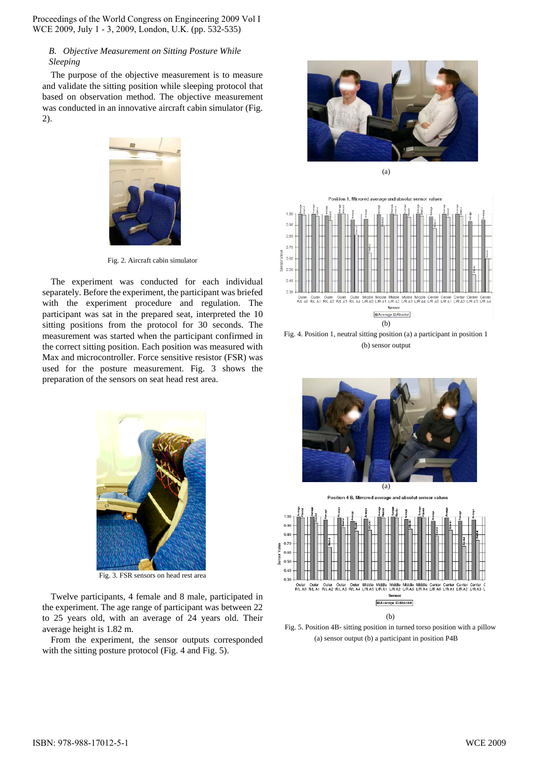### B. *Objective Measurement on Sitting Posture While Sleeping*

The purpose of the objective measurement is to measure and validate the sitting position while sleeping protocol that based on observation method. The objective measurement was conducted in an innovative aircraft cabin simulator (Fig. 2).

Fig. 2. Aircraft cabin simulator

The experiment was conducted for each individual separately. Before the experiment, the participant was briefed with the experiment procedure and regulation. The participant was sat in the prepared seat, interpreted the 10 sitting positions from the protocol for 30 seconds. The measurement was started when the participant confirmed in the correct sitting position. Each position was measured with Max and microcontroller. Force sensitive resistor (FSR) was used for the posture measurement. Fig. 3 shows the preparation of the sensors on seat head rest area.

Fig. 3. FSR sensors on head rest area

Twelve participants, 4 female and 8 male, participated in the experiment. The age range of participant was between 22 to 25 years old, with an average of 24 years old. Their average height is 1.82 m.

From the experiment, the sensor outputs corresponded with the sitting posture protocol (Fig. 4 and Fig. 5).

(a)

(b)

Fig. 4. Position 1, neutral sitting position (a) a participant in position 1 (b) sensor output

(a)

(b)

Fig. 5. Position 4B- sitting position in turned torso position with a pillow (a) sensor output (b) a participant in position P4B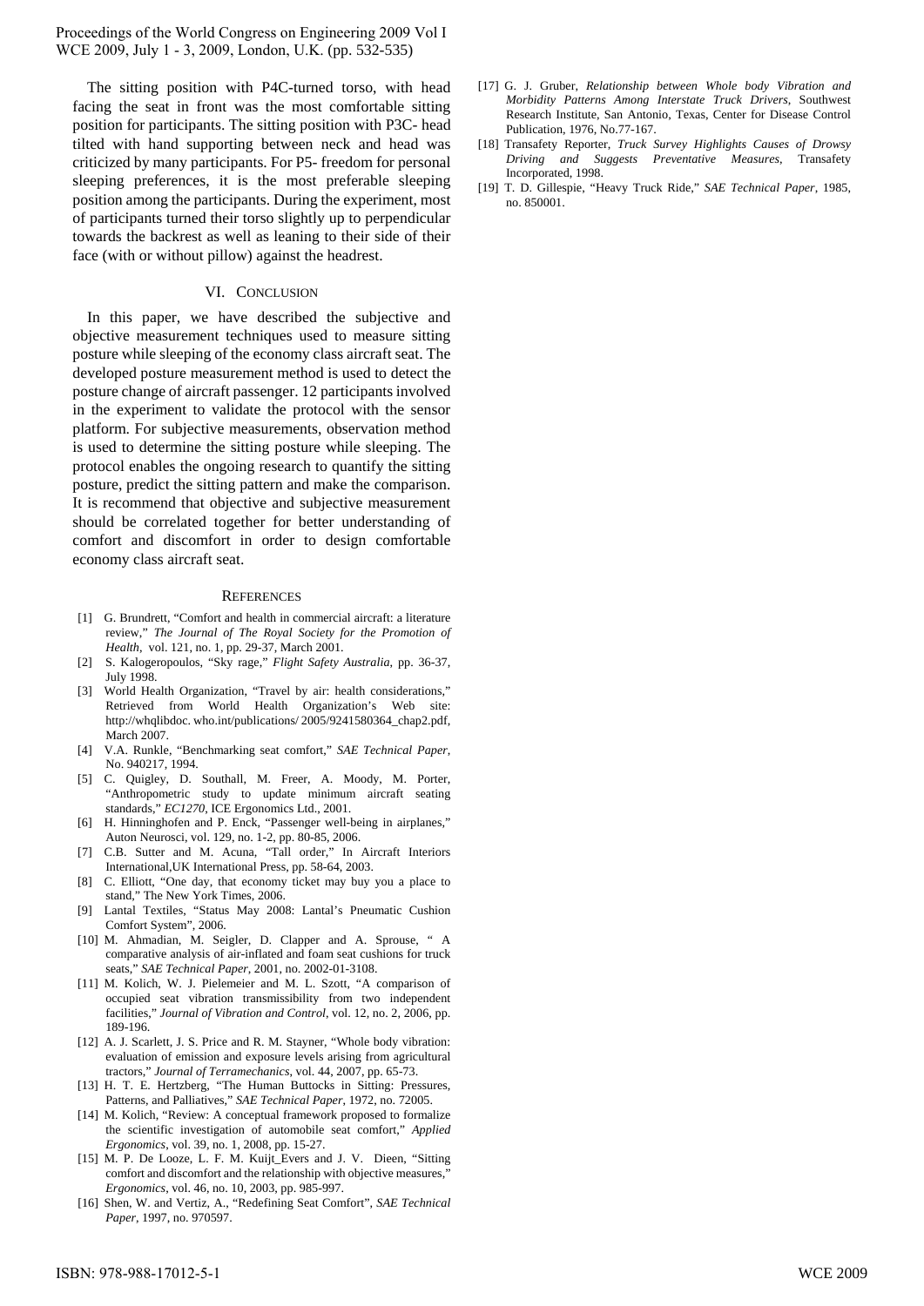The sitting position with P4C-turned torso, with head facing the seat in front was the most comfortable sitting position for participants. The sitting position with P3C- head tilted with hand supporting between neck and head was criticized by many participants. For P5- freedom for personal sleeping preferences, it is the most preferable sleeping position among the participants. During the experiment, most of participants turned their torso slightly up to perpendicular towards the backrest as well as leaning to their side of their face (with or without pillow) against the headrest.

## VI. Conclusion

In this paper, we have described the subjective and objective measurement techniques used to measure sitting posture while sleeping of the economy class aircraft seat. The developed posture measurement method is used to detect the posture change of aircraft passenger. 12 participants involved in the experiment to validate the protocol with the sensor platform. For subjective measurements, observation method is used to determine the sitting posture while sleeping. The protocol enables the ongoing research to quantify the sitting posture, predict the sitting pattern and make the comparison. It is recommend that objective and subjective measurement should be correlated together for better understanding of comfort and discomfort in order to design comfortable economy class aircraft seat.

## References

[1] G. Brundrett, "Comfort and health in commercial aircraft: a literature review," *The Journal of The Royal Society for the Promotion of Health*, vol. 121, no. 1, pp. 29-37, March 2001.

[2] S. Kalogeropoulos, "Sky rage," *Flight Safety Australia*, pp. 36-37, July 1998.

[3] World Health Organization, "Travel by air: health considerations," Retrieved from World Health Organization's Web site: http://whqlibdoc. who.int/publications/ 2005/9241580364_chap2.pdf, March 2007.

[4] V.A. Runkle, "Benchmarking seat comfort," *SAE Technical Paper*, No. 940217, 1994.

[5] C. Quigley, D. Southall, M. Freer, A. Moody, M. Porter, "Anthropometric study to update minimum aircraft seating standards," *EC1270*, ICE Ergonomics Ltd., 2001.

[6] H. Hinninghofen and P. Enck, "Passenger well-being in airplanes," Auton Neurosci, vol. 129, no. 1-2, pp. 80-85, 2006.

[7] C.B. Sutter and M. Acuna, "Tall order," In Aircraft Interiors International,UK International Press, pp. 58-64, 2003.

[8] C. Elliott, "One day, that economy ticket may buy you a place to stand," The New York Times, 2006.

[9] Lantal Textiles, "Status May 2008: Lantal's Pneumatic Cushion Comfort System", 2006.

[10] M. Ahmadian, M. Seigler, D. Clapper and A. Sprouse, " A comparative analysis of air-inflated and foam seat cushions for truck seats," *SAE Technical Paper*, 2001, no. 2002-01-3108.

[11] M. Kolich, W. J. Pielemeier and M. L. Szott, "A comparison of occupied seat vibration transmissibility from two independent facilities," *Journal of Vibration and Control*, vol. 12, no. 2, 2006, pp. 189-196.

[12] A. J. Scarlett, J. S. Price and R. M. Stayner, "Whole body vibration: evaluation of emission and exposure levels arising from agricultural tractors," *Journal of Terramechanics*, vol. 44, 2007, pp. 65-73.

[13] H. T. E. Hertzberg, "The Human Buttocks in Sitting: Pressures, Patterns, and Palliatives," *SAE Technical Paper*, 1972, no. 72005.

[14] M. Kolich, "Review: A conceptual framework proposed to formalize the scientific investigation of automobile seat comfort," *Applied Ergonomics*, vol. 39, no. 1, 2008, pp. 15-27.

[15] M. P. De Looze, L. F. M. Kuijt_Evers and J. V. Dieen, "Sitting comfort and discomfort and the relationship with objective measures," *Ergonomics*, vol. 46, no. 10, 2003, pp. 985-997.

[16] Shen, W. and Vertiz, A., "Redefining Seat Comfort", *SAE Technical Paper*, 1997, no. 970597.

[17] G. J. Gruber, *Relationship between Whole body Vibration and Morbidity Patterns Among Interstate Truck Drivers*, Southwest Research Institute, San Antonio, Texas, Center for Disease Control Publication, 1976, No.77-167.

[18] Transafety Reporter, *Truck Survey Highlights Causes of Drowsy Driving and Suggests Preventative Measures*, Transafety Incorporated, 1998.

[19] T. D. Gillespie, "Heavy Truck Ride," *SAE Technical Paper*, 1985, no. 850001.